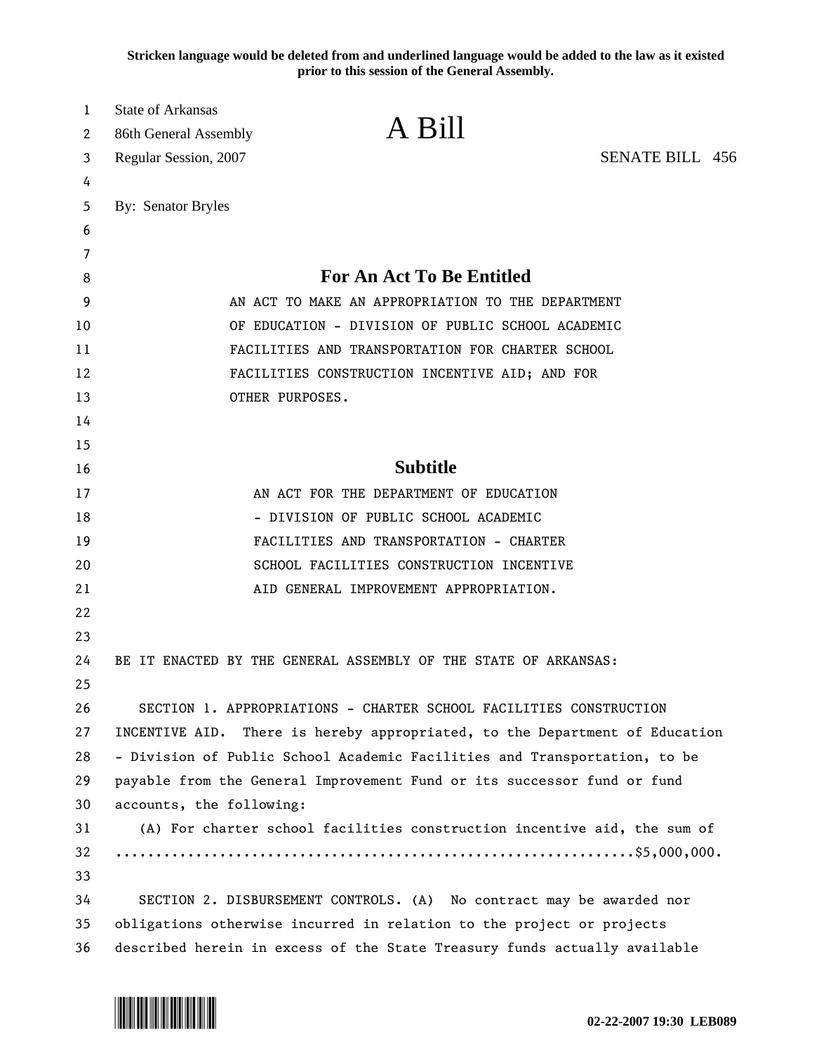**Stricken language would be deleted from and underlined language would be added to the law as it existed prior to this session of the General Assembly.**

State of Arkansas
86th General Assembly
Regular Session, 2007

# A Bill

SENATE BILL 456

By: Senator Bryles

## For An Act To Be Entitled

AN ACT TO MAKE AN APPROPRIATION TO THE DEPARTMENT OF EDUCATION - DIVISION OF PUBLIC SCHOOL ACADEMIC FACILITIES AND TRANSPORTATION FOR CHARTER SCHOOL FACILITIES CONSTRUCTION INCENTIVE AID; AND FOR OTHER PURPOSES.

## Subtitle

AN ACT FOR THE DEPARTMENT OF EDUCATION - DIVISION OF PUBLIC SCHOOL ACADEMIC FACILITIES AND TRANSPORTATION - CHARTER SCHOOL FACILITIES CONSTRUCTION INCENTIVE AID GENERAL IMPROVEMENT APPROPRIATION.

BE IT ENACTED BY THE GENERAL ASSEMBLY OF THE STATE OF ARKANSAS:

SECTION 1. APPROPRIATIONS - CHARTER SCHOOL FACILITIES CONSTRUCTION INCENTIVE AID. There is hereby appropriated, to the Department of Education - Division of Public School Academic Facilities and Transportation, to be payable from the General Improvement Fund or its successor fund or fund accounts, the following:

(A) For charter school facilities construction incentive aid, the sum of ..............................................................$5,000,000.

SECTION 2. DISBURSEMENT CONTROLS. (A) No contract may be awarded nor obligations otherwise incurred in relation to the project or projects described herein in excess of the State Treasury funds actually available

02-22-2007 19:30 LEB089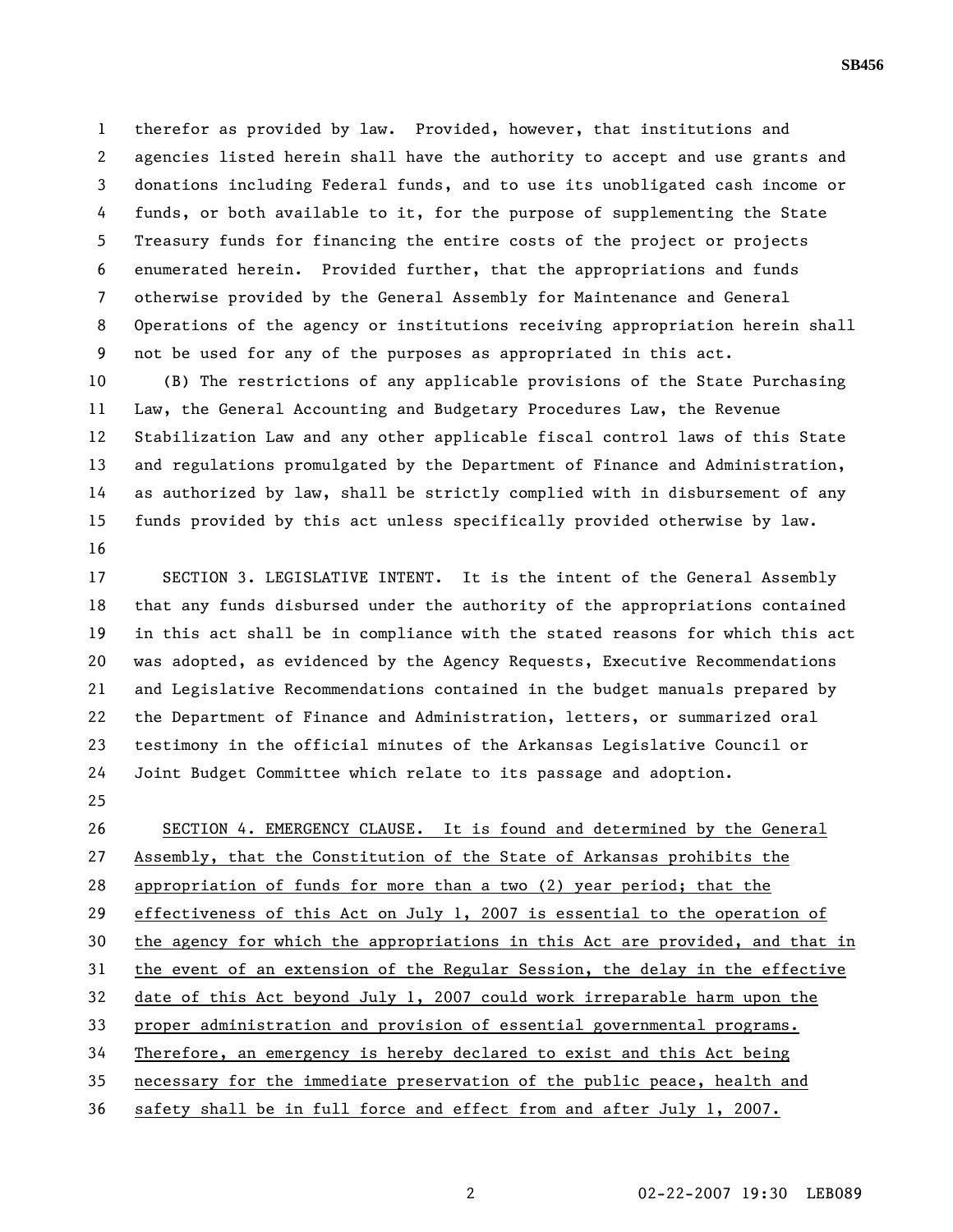therefor as provided by law. Provided, however, that institutions and agencies listed herein shall have the authority to accept and use grants and donations including Federal funds, and to use its unobligated cash income or funds, or both available to it, for the purpose of supplementing the State Treasury funds for financing the entire costs of the project or projects enumerated herein. Provided further, that the appropriations and funds otherwise provided by the General Assembly for Maintenance and General Operations of the agency or institutions receiving appropriation herein shall not be used for any of the purposes as appropriated in this act.

(B) The restrictions of any applicable provisions of the State Purchasing Law, the General Accounting and Budgetary Procedures Law, the Revenue Stabilization Law and any other applicable fiscal control laws of this State and regulations promulgated by the Department of Finance and Administration, as authorized by law, shall be strictly complied with in disbursement of any funds provided by this act unless specifically provided otherwise by law.

SECTION 3. LEGISLATIVE INTENT. It is the intent of the General Assembly that any funds disbursed under the authority of the appropriations contained in this act shall be in compliance with the stated reasons for which this act was adopted, as evidenced by the Agency Requests, Executive Recommendations and Legislative Recommendations contained in the budget manuals prepared by the Department of Finance and Administration, letters, or summarized oral testimony in the official minutes of the Arkansas Legislative Council or Joint Budget Committee which relate to its passage and adoption.

SECTION 4. EMERGENCY CLAUSE. It is found and determined by the General Assembly, that the Constitution of the State of Arkansas prohibits the appropriation of funds for more than a two (2) year period; that the effectiveness of this Act on July 1, 2007 is essential to the operation of the agency for which the appropriations in this Act are provided, and that in the event of an extension of the Regular Session, the delay in the effective date of this Act beyond July 1, 2007 could work irreparable harm upon the proper administration and provision of essential governmental programs. Therefore, an emergency is hereby declared to exist and this Act being necessary for the immediate preservation of the public peace, health and safety shall be in full force and effect from and after July 1, 2007.